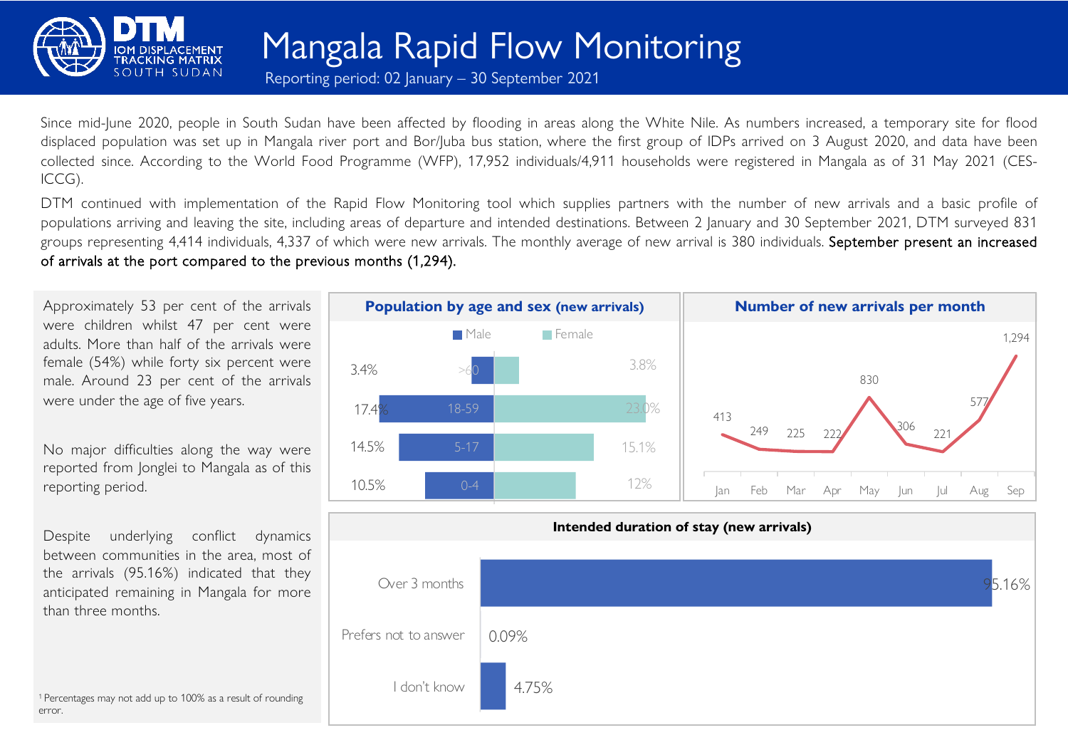# Mangala Rapid Flow Monitoring

Reporting period: 02 January – 30 September 2021

Since mid-June 2020, people in South Sudan have been affected by flooding in areas along the White Nile. As numbers increased, a temporary site for flood displaced population was set up in Mangala river port and Bor/Juba bus station, where the first group of IDPs arrived on 3 August 2020, and data have been collected since. According to the World Food Programme (WFP), 17,952 individuals/4,911 households were registered in Mangala as of 31 May 2021 (CES-ICCG).

DTM continued with implementation of the Rapid Flow Monitoring tool which supplies partners with the number of new arrivals and a basic profile of populations arriving and leaving the site, including areas of departure and intended destinations. Between 2 January and 30 September 2021, DTM surveyed 831 groups representing 4,414 individuals, 4,337 of which were new arrivals. The monthly average of new arrival is 380 individuals. September present an increased of arrivals at the port compared to the previous months (1,294).

Approximately 53 per cent of the arrivals were children whilst 47 per cent were adults. More than half of the arrivals were female (54%) while forty six percent were male. Around 23 per cent of the arrivals were under the age of five years.

No major difficulties along the way were reported from Jonglei to Mangala as of this reporting period.

Despite underlying conflict dynamics between communities in the area, most of the arrivals (95.16%) indicated that they anticipated remaining in Mangala for more than three months.

[1] Percentages may not add up to 100% as a result of rounding error.

## Population by age and sex (new arrivals)

| Age | Male | Female |
|---|---|---|
| >60 | 3.4% | 3.8% |
| 18-59 | 17.4% | 23.0% |
| 5-17 | 14.5% | 15.1% |
| 0-4 | 10.5% | 12% |

## Number of new arrivals per month

| Jan | Feb | Mar | Apr | May | Jun | Jul | Aug | Sep |
|---|---|---|---|---|---|---|---|---|
| 413 | 249 | 225 | 222 | 830 | 306 | 221 | 577 | 1,294 |

## Intended duration of stay (new arrivals)

| Duration | Percentage |
|---|---|
| Over 3 months | 95.16% |
| Prefers not to answer | 0.09% |
| I don't know | 4.75% |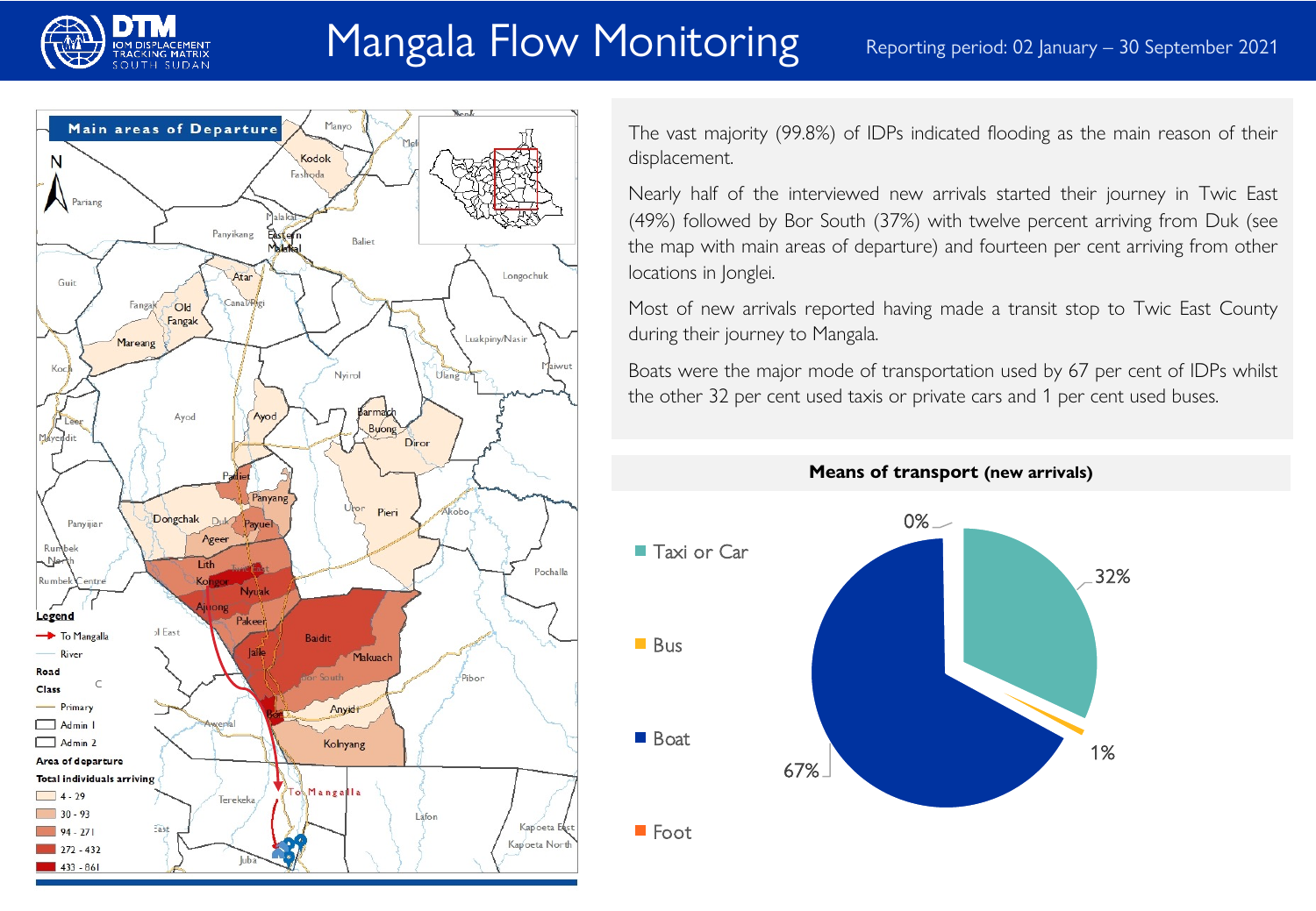# Mangala Flow Monitoring

Reporting period: 02 January – 30 September 2021

## Main areas of Departure

Legend

- To Mangalla
- River

Road Class

- Primary
- Admin 1
- Admin 2

Area of departure

Total individuals arriving

- 4 - 29
- 30 - 93
- 94 - 271
- 272 - 432
- 433 - 861

The vast majority (99.8%) of IDPs indicated flooding as the main reason of their displacement.

Nearly half of the interviewed new arrivals started their journey in Twic East (49%) followed by Bor South (37%) with twelve percent arriving from Duk (see the map with main areas of departure) and fourteen per cent arriving from other locations in Jonglei.

Most of new arrivals reported having made a transit stop to Twic East County during their journey to Mangala.

Boats were the major mode of transportation used by 67 per cent of IDPs whilst the other 32 per cent used taxis or private cars and 1 per cent used buses.

## Means of transport (new arrivals)

| Means of transport | Share |
|---|---|
| Taxi or Car | 32% |
| Bus | 1% |
| Boat | 67% |
| Foot | 0% |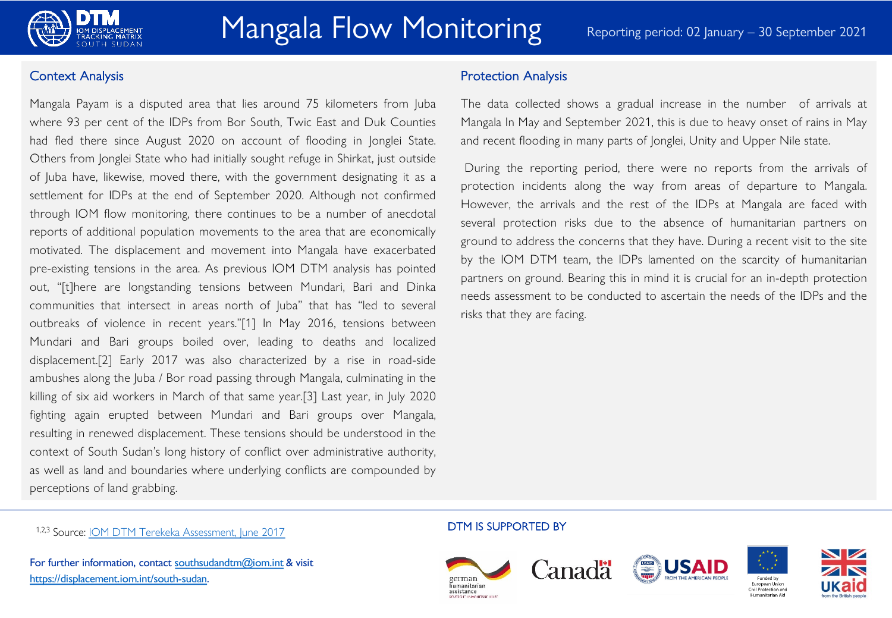# Mangala Flow Monitoring

Reporting period: 02 January – 30 September 2021

## Context Analysis

Mangala Payam is a disputed area that lies around 75 kilometers from Juba where 93 per cent of the IDPs from Bor South, Twic East and Duk Counties had fled there since August 2020 on account of flooding in Jonglei State. Others from Jonglei State who had initially sought refuge in Shirkat, just outside of Juba have, likewise, moved there, with the government designating it as a settlement for IDPs at the end of September 2020. Although not confirmed through IOM flow monitoring, there continues to be a number of anecdotal reports of additional population movements to the area that are economically motivated. The displacement and movement into Mangala have exacerbated pre-existing tensions in the area. As previous IOM DTM analysis has pointed out, "[t]here are longstanding tensions between Mundari, Bari and Dinka communities that intersect in areas north of Juba" that has "led to several outbreaks of violence in recent years."[1] In May 2016, tensions between Mundari and Bari groups boiled over, leading to deaths and localized displacement.[2] Early 2017 was also characterized by a rise in road-side ambushes along the Juba / Bor road passing through Mangala, culminating in the killing of six aid workers in March of that same year.[3] Last year, in July 2020 fighting again erupted between Mundari and Bari groups over Mangala, resulting in renewed displacement. These tensions should be understood in the context of South Sudan's long history of conflict over administrative authority, as well as land and boundaries where underlying conflicts are compounded by perceptions of land grabbing.

## Protection Analysis

The data collected shows a gradual increase in the number of arrivals at Mangala In May and September 2021, this is due to heavy onset of rains in May and recent flooding in many parts of Jonglei, Unity and Upper Nile state.

During the reporting period, there were no reports from the arrivals of protection incidents along the way from areas of departure to Mangala. However, the arrivals and the rest of the IDPs at Mangala are faced with several protection risks due to the absence of humanitarian partners on ground to address the concerns that they have. During a recent visit to the site by the IOM DTM team, the IDPs lamented on the scarcity of humanitarian partners on ground. Bearing this in mind it is crucial for an in-depth protection needs assessment to be conducted to ascertain the needs of the IDPs and the risks that they are facing.

[1,2,3] Source: IOM DTM Terekeka Assessment, June 2017

For further information, contact southsudandtm@iom.int & visit https://displacement.iom.int/south-sudan.

DTM IS SUPPORTED BY